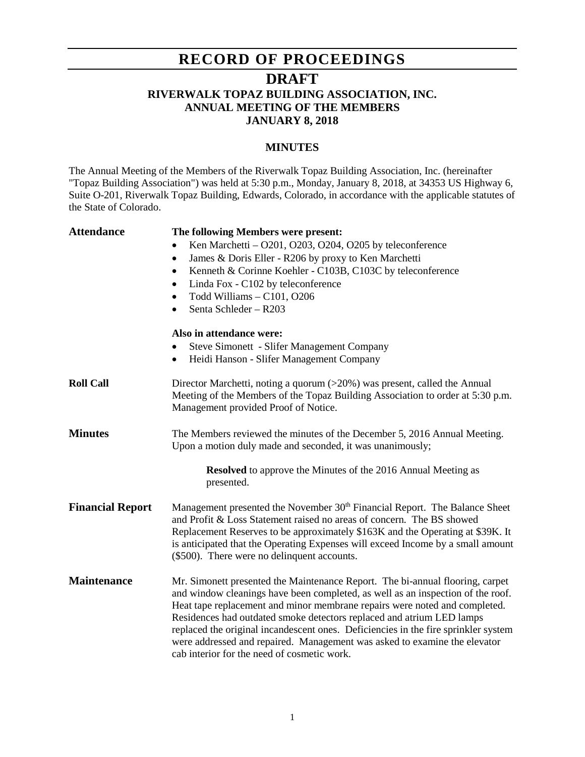# RECORD OF PROCEEDINGS

## DRAFT

### RIVERWALK TOPAZ BUILDING ASSOCIATION, INC.
### ANNUAL MEETING OF THE MEMBERS
### JANUARY 8, 2018

### MINUTES

The Annual Meeting of the Members of the Riverwalk Topaz Building Association, Inc. (hereinafter "Topaz Building Association") was held at 5:30 p.m., Monday, January 8, 2018, at 34353 US Highway 6, Suite O-201, Riverwalk Topaz Building, Edwards, Colorado, in accordance with the applicable statutes of the State of Colorado.

**Attendance**

**The following Members were present:**

- Ken Marchetti – O201, O203, O204, O205 by teleconference
- James & Doris Eller - R206 by proxy to Ken Marchetti
- Kenneth & Corinne Koehler - C103B, C103C by teleconference
- Linda Fox - C102 by teleconference
- Todd Williams – C101, O206
- Senta Schleder – R203

**Also in attendance were:**

- Steve Simonett - Slifer Management Company
- Heidi Hanson - Slifer Management Company

**Roll Call**

Director Marchetti, noting a quorum (>20%) was present, called the Annual Meeting of the Members of the Topaz Building Association to order at 5:30 p.m. Management provided Proof of Notice.

**Minutes**

The Members reviewed the minutes of the December 5, 2016 Annual Meeting. Upon a motion duly made and seconded, it was unanimously;

> **Resolved** to approve the Minutes of the 2016 Annual Meeting as presented.

**Financial Report**

Management presented the November 30th Financial Report. The Balance Sheet and Profit & Loss Statement raised no areas of concern. The BS showed Replacement Reserves to be approximately $163K and the Operating at $39K. It is anticipated that the Operating Expenses will exceed Income by a small amount ($500). There were no delinquent accounts.

**Maintenance**

Mr. Simonett presented the Maintenance Report. The bi-annual flooring, carpet and window cleanings have been completed, as well as an inspection of the roof. Heat tape replacement and minor membrane repairs were noted and completed. Residences had outdated smoke detectors replaced and atrium LED lamps replaced the original incandescent ones. Deficiencies in the fire sprinkler system were addressed and repaired. Management was asked to examine the elevator cab interior for the need of cosmetic work.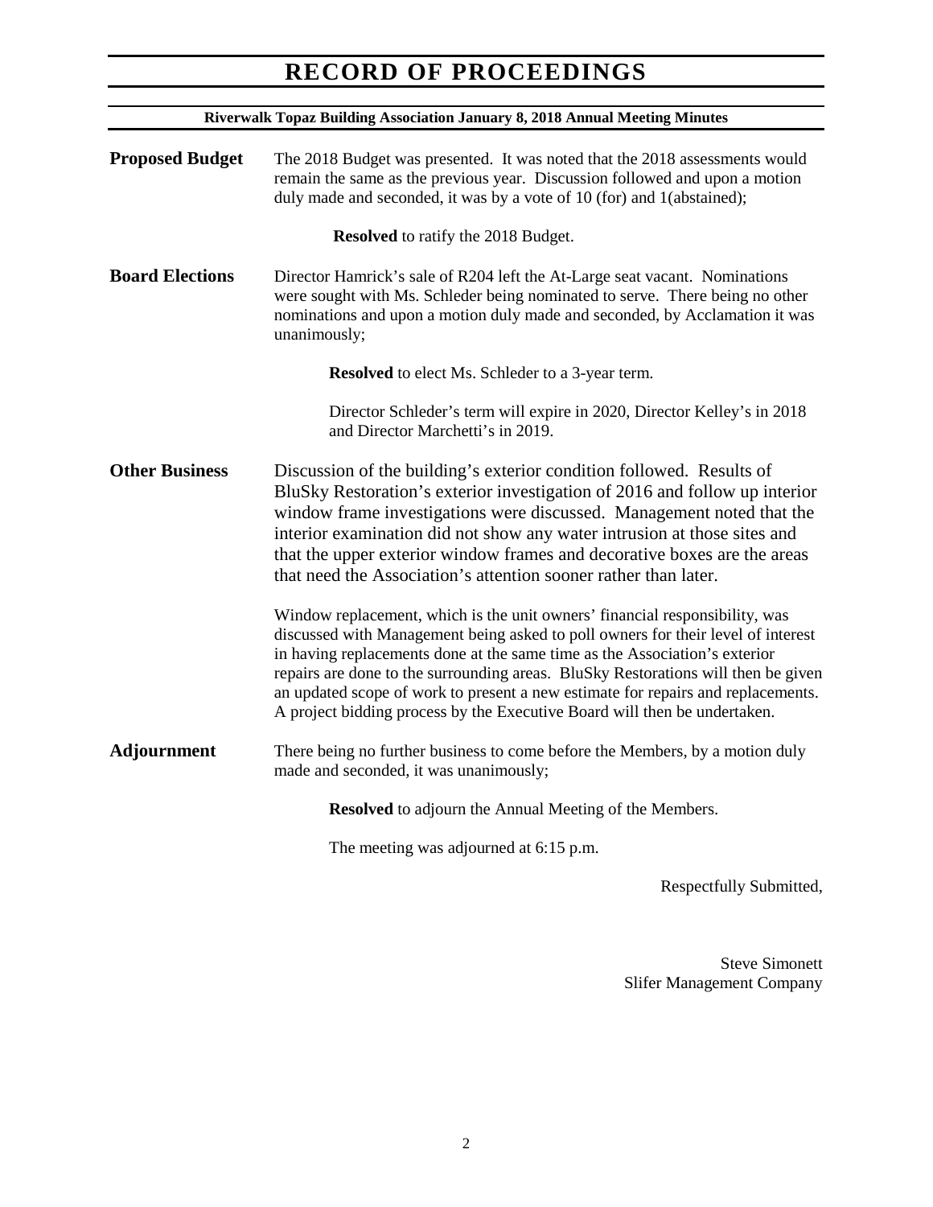# RECORD OF PROCEEDINGS

**Riverwalk Topaz Building Association January 8, 2018 Annual Meeting Minutes**

**Proposed Budget**

The 2018 Budget was presented. It was noted that the 2018 assessments would remain the same as the previous year. Discussion followed and upon a motion duly made and seconded, it was by a vote of 10 (for) and 1(abstained);

**Resolved** to ratify the 2018 Budget.

**Board Elections**

Director Hamrick's sale of R204 left the At-Large seat vacant. Nominations were sought with Ms. Schleder being nominated to serve. There being no other nominations and upon a motion duly made and seconded, by Acclamation it was unanimously;

**Resolved** to elect Ms. Schleder to a 3-year term.

Director Schleder's term will expire in 2020, Director Kelley's in 2018 and Director Marchetti's in 2019.

**Other Business**

Discussion of the building's exterior condition followed. Results of BluSky Restoration's exterior investigation of 2016 and follow up interior window frame investigations were discussed. Management noted that the interior examination did not show any water intrusion at those sites and that the upper exterior window frames and decorative boxes are the areas that need the Association's attention sooner rather than later.

Window replacement, which is the unit owners' financial responsibility, was discussed with Management being asked to poll owners for their level of interest in having replacements done at the same time as the Association's exterior repairs are done to the surrounding areas. BluSky Restorations will then be given an updated scope of work to present a new estimate for repairs and replacements. A project bidding process by the Executive Board will then be undertaken.

**Adjournment**

There being no further business to come before the Members, by a motion duly made and seconded, it was unanimously;

**Resolved** to adjourn the Annual Meeting of the Members.

The meeting was adjourned at 6:15 p.m.

Respectfully Submitted,

Steve Simonett
Slifer Management Company